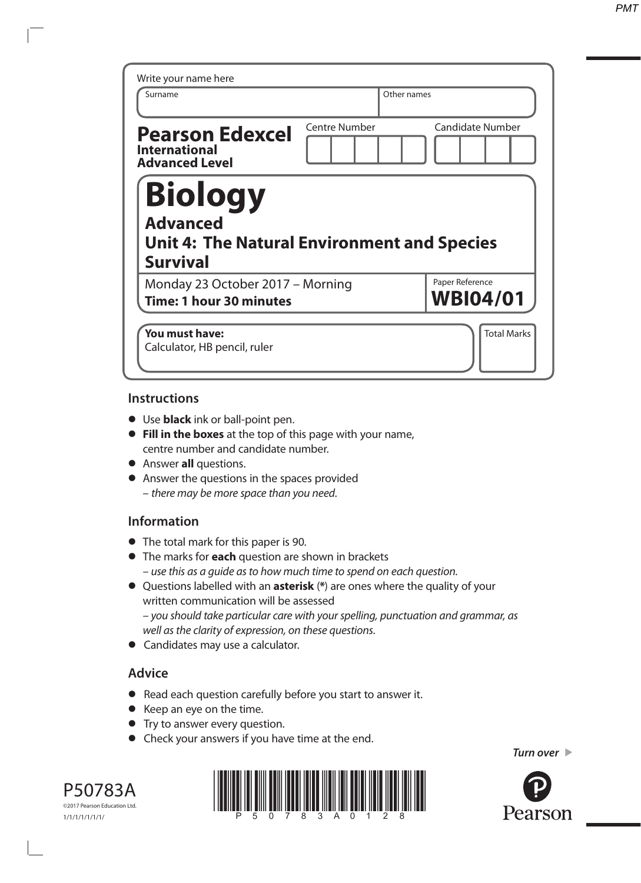Write your name here

| Surname | Other names |
|---|---|
| | |

**Pearson Edexcel**
**International Advanced Level**

| Centre Number | Candidate Number |
|---|---|
| | |

# Biology

## Advanced

## Unit 4: The Natural Environment and Species Survival

Monday 23 October 2017 – Morning
**Time: 1 hour 30 minutes**

Paper Reference
**WBI04/01**

**You must have:**
Calculator, HB pencil, ruler

Total Marks

### Instructions

- Use **black** ink or ball-point pen.
- **Fill in the boxes** at the top of this page with your name, centre number and candidate number.
- Answer **all** questions.
- Answer the questions in the spaces provided
  – *there may be more space than you need*.

### Information

- The total mark for this paper is 90.
- The marks for **each** question are shown in brackets
  – *use this as a guide as to how much time to spend on each question.*
- Questions labelled with an **asterisk** (*) are ones where the quality of your written communication will be assessed
  – *you should take particular care with your spelling, punctuation and grammar, as well as the clarity of expression, on these questions.*
- Candidates may use a calculator.

### Advice

- Read each question carefully before you start to answer it.
- Keep an eye on the time.
- Try to answer every question.
- Check your answers if you have time at the end.

*Turn over*

P50783A
©2017 Pearson Education Ltd.
1/1/1/1/1/1/1/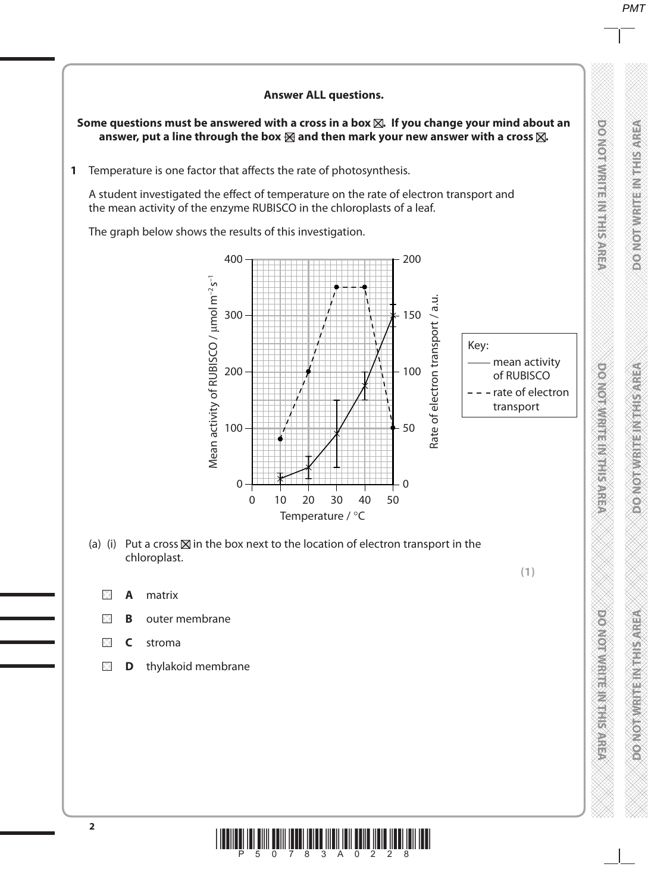**Answer ALL questions.**

**Some questions must be answered with a cross in a box ☒. If you change your mind about an answer, put a line through the box ☒ and then mark your new answer with a cross ☒.**

**1** Temperature is one factor that affects the rate of photosynthesis.

A student investigated the effect of temperature on the rate of electron transport and the mean activity of the enzyme RUBISCO in the chloroplasts of a leaf.

The graph below shows the results of this investigation.

Key:
—— mean activity of RUBISCO
- - - rate of electron transport

Mean activity of RUBISCO / $\mu mol\ m^{-2} s^{-1}$

Rate of electron transport / a.u.

Temperature / °C

(a) (i) Put a cross ☒ in the box next to the location of electron transport in the chloroplast.

**(1)**

☐ **A** matrix

☐ **B** outer membrane

☐ **C** stroma

☐ **D** thylakoid membrane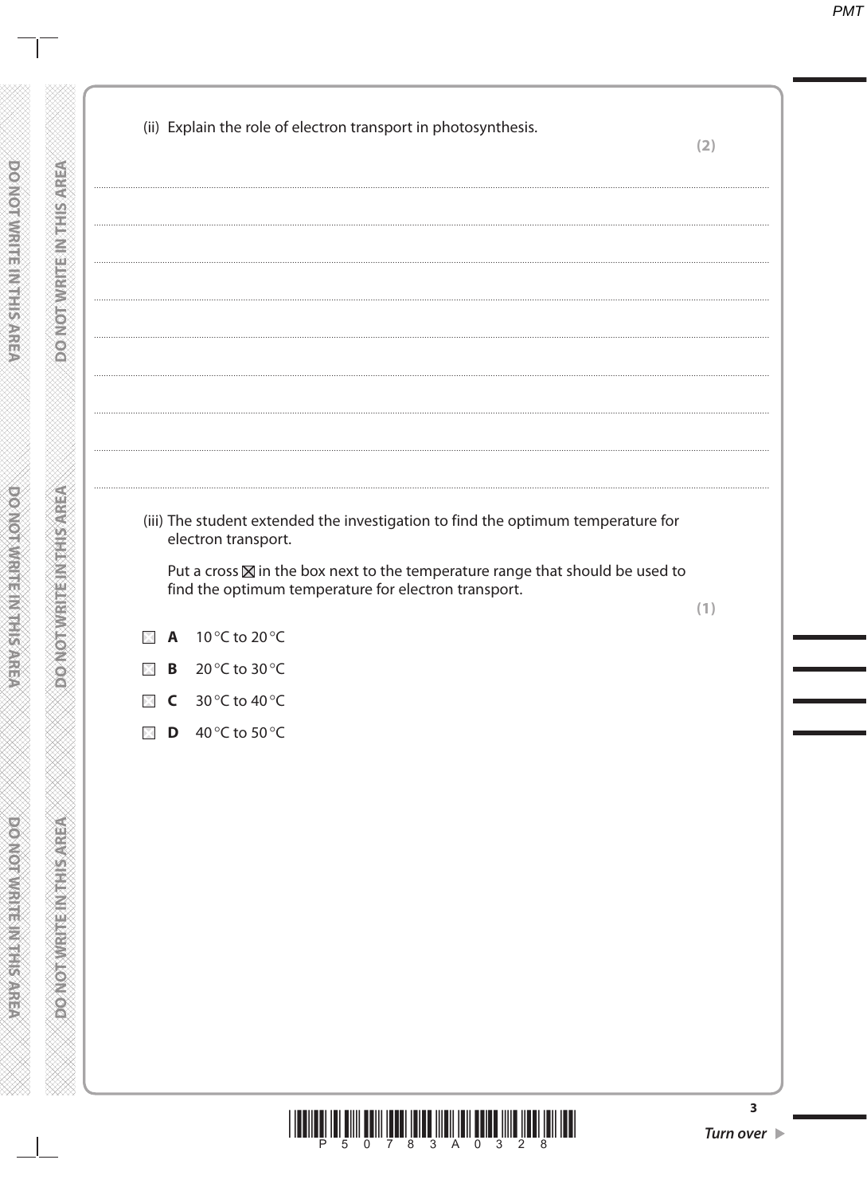(ii) Explain the role of electron transport in photosynthesis.

**(2)**

.......................................................................................................................................................................................................................

.......................................................................................................................................................................................................................

.......................................................................................................................................................................................................................

.......................................................................................................................................................................................................................

.......................................................................................................................................................................................................................

.......................................................................................................................................................................................................................

.......................................................................................................................................................................................................................

.......................................................................................................................................................................................................................

(iii) The student extended the investigation to find the optimum temperature for electron transport.

Put a cross ☒ in the box next to the temperature range that should be used to find the optimum temperature for electron transport.

**(1)**

☐ **A** 10 °C to 20 °C

☐ **B** 20 °C to 30 °C

☐ **C** 30 °C to 40 °C

☐ **D** 40 °C to 50 °C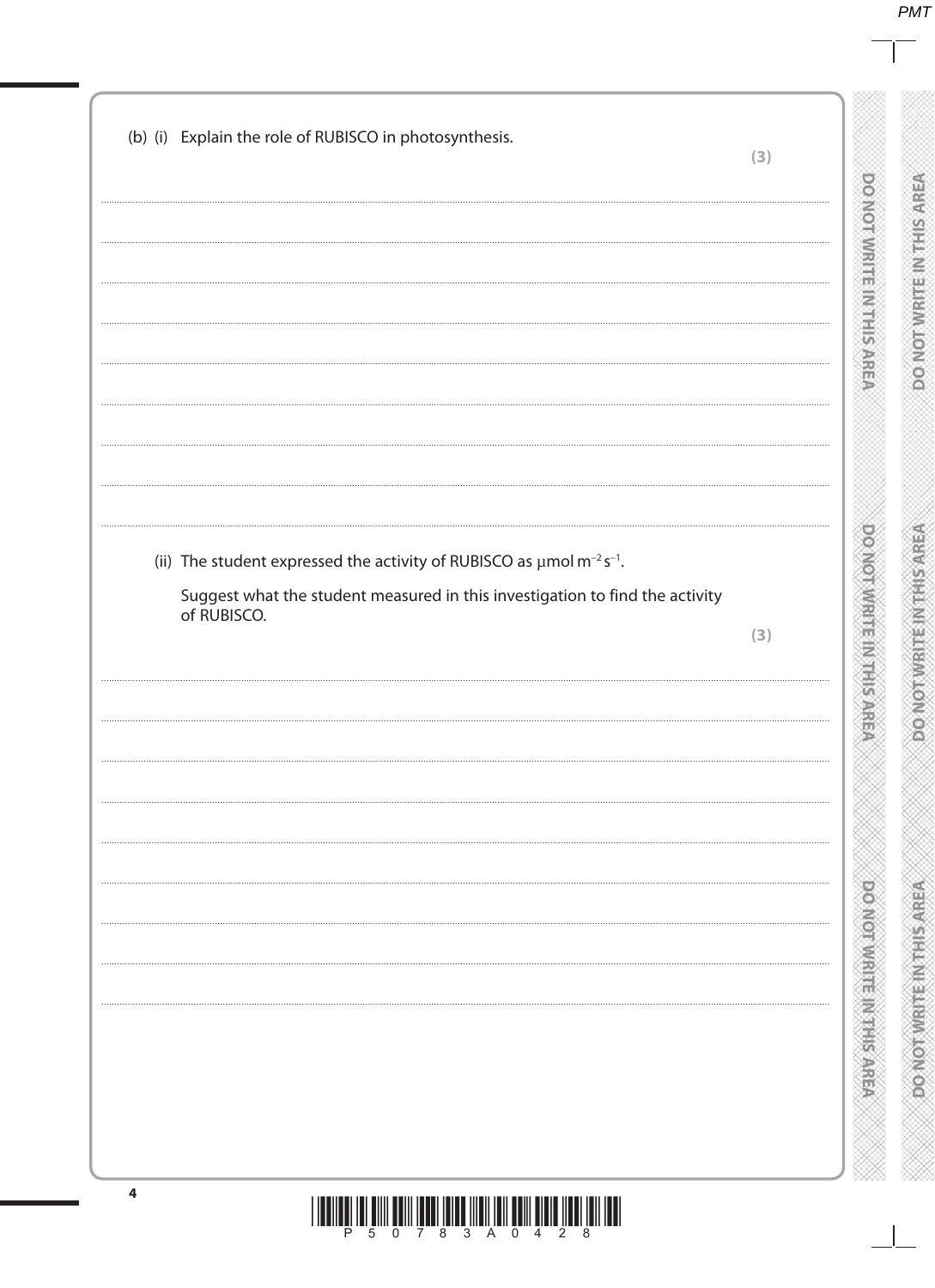(b) (i) Explain the role of RUBISCO in photosynthesis.

**(3)**

(ii) The student expressed the activity of RUBISCO as $\mu mol\ m^{-2} s^{-1}$.

Suggest what the student measured in this investigation to find the activity of RUBISCO.

**(3)**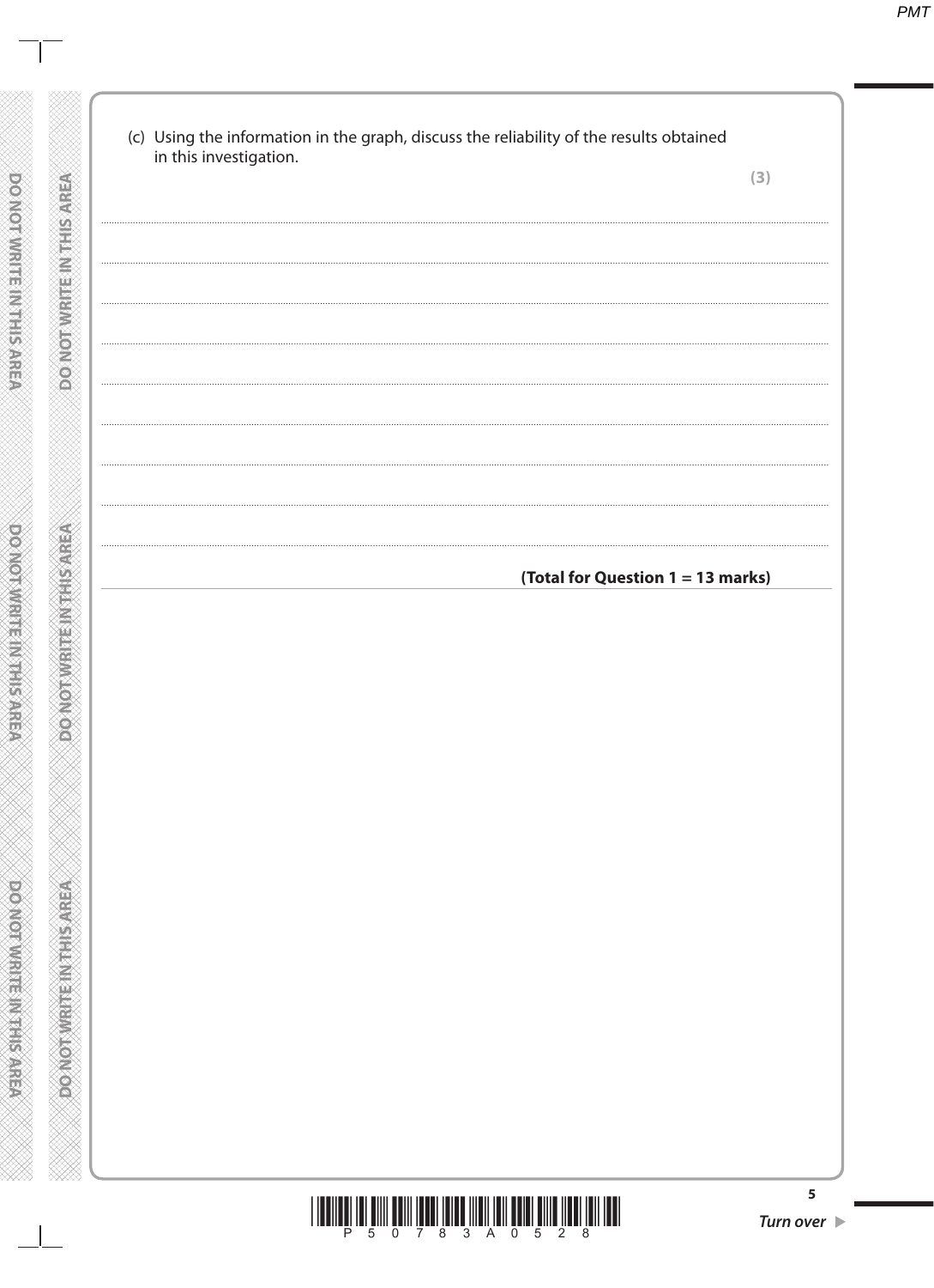(c) Using the information in the graph, discuss the reliability of the results obtained in this investigation.

**(3)**

..............................................................................................................................................

..............................................................................................................................................

..............................................................................................................................................

..............................................................................................................................................

..............................................................................................................................................

..............................................................................................................................................

..............................................................................................................................................

..............................................................................................................................................

**(Total for Question 1 = 13 marks)**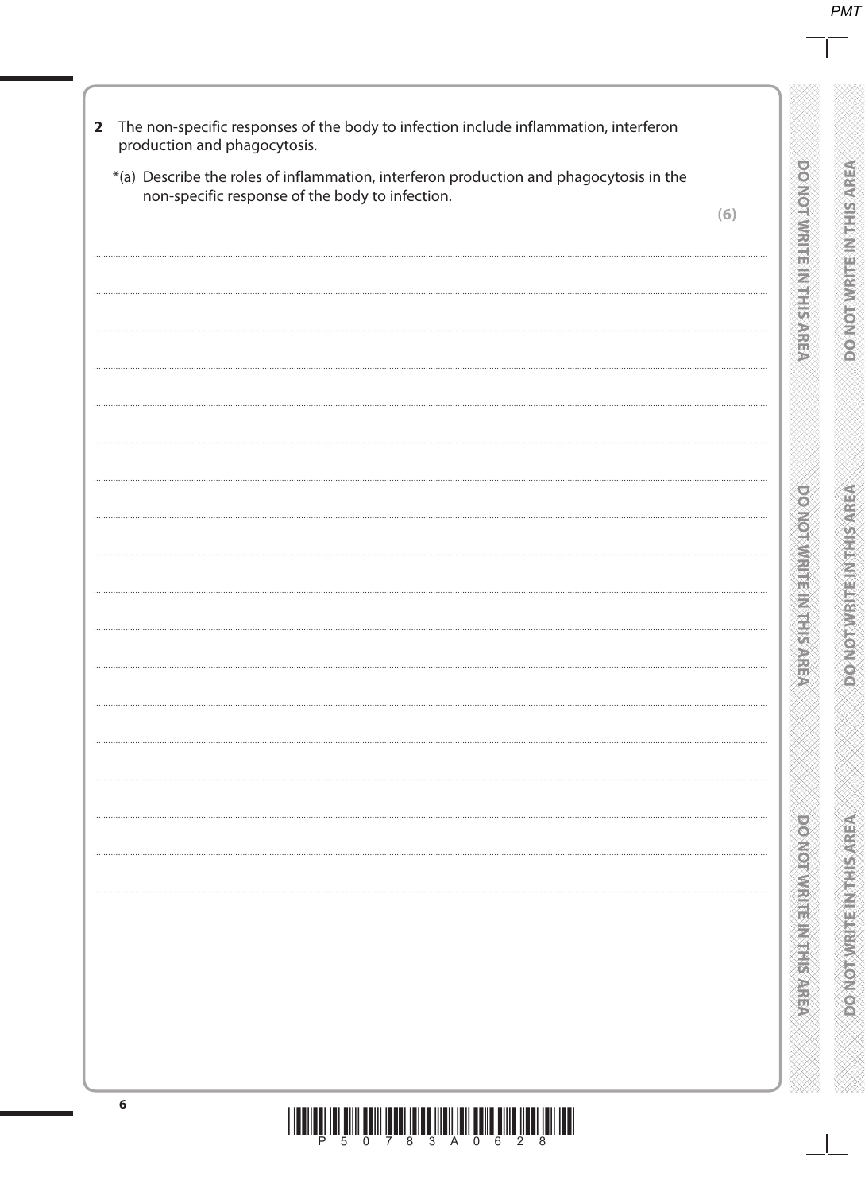**2** The non-specific responses of the body to infection include inflammation, interferon production and phagocytosis.

*(a) Describe the roles of inflammation, interferon production and phagocytosis in the non-specific response of the body to infection.

**(6)**

.......................................................................................................................................................................................

.......................................................................................................................................................................................

.......................................................................................................................................................................................

.......................................................................................................................................................................................

.......................................................................................................................................................................................

.......................................................................................................................................................................................

.......................................................................................................................................................................................

.......................................................................................................................................................................................

.......................................................................................................................................................................................

.......................................................................................................................................................................................

.......................................................................................................................................................................................

.......................................................................................................................................................................................

.......................................................................................................................................................................................

.......................................................................................................................................................................................

.......................................................................................................................................................................................

.......................................................................................................................................................................................

.......................................................................................................................................................................................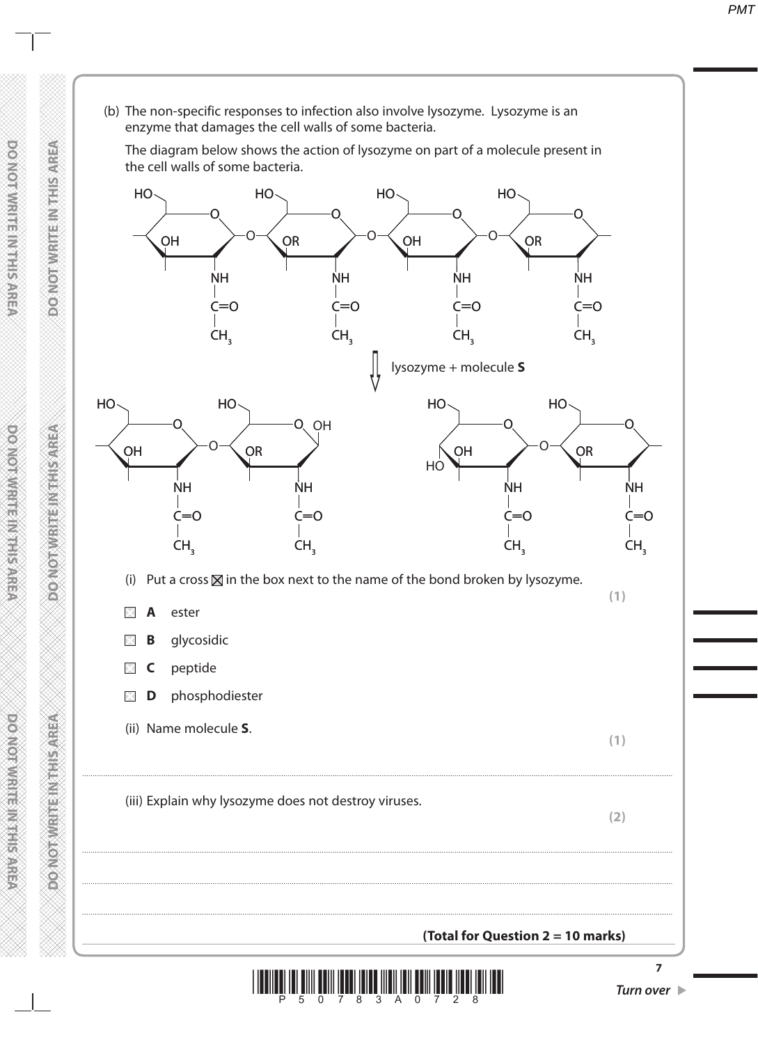(b) The non-specific responses to infection also involve lysozyme. Lysozyme is an enzyme that damages the cell walls of some bacteria.

The diagram below shows the action of lysozyme on part of a molecule present in the cell walls of some bacteria.

lysozyme + molecule **S**

(i) Put a cross ☒ in the box next to the name of the bond broken by lysozyme. **(1)**

☐ **A** ester

☐ **B** glycosidic

☐ **C** peptide

☐ **D** phosphodiester

(ii) Name molecule **S**. **(1)**

..............................................................................................................................................

(iii) Explain why lysozyme does not destroy viruses. **(2)**

..............................................................................................................................................

..............................................................................................................................................

..............................................................................................................................................

**(Total for Question 2 = 10 marks)**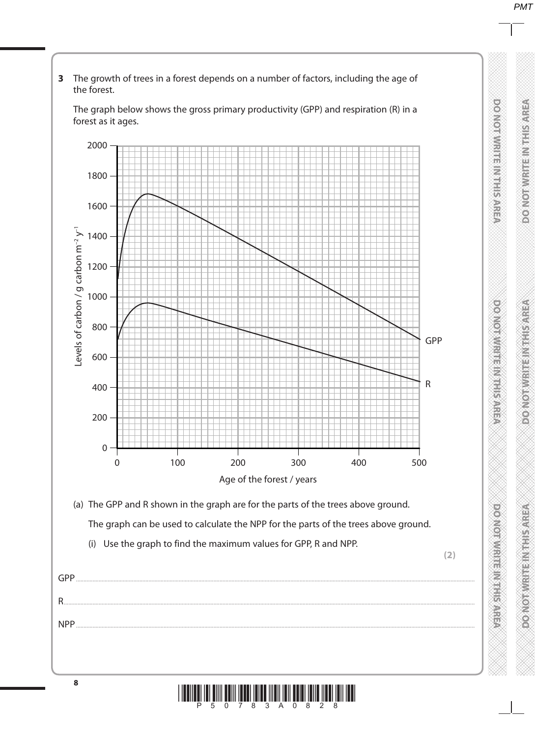**3** The growth of trees in a forest depends on a number of factors, including the age of the forest.

The graph below shows the gross primary productivity (GPP) and respiration (R) in a forest as it ages.

(a) The GPP and R shown in the graph are for the parts of the trees above ground.

The graph can be used to calculate the NPP for the parts of the trees above ground.

(i) Use the graph to find the maximum values for GPP, R and NPP.

**(2)**

GPP ..............................................................................................................................................

R ..................................................................................................................................................

NPP ..............................................................................................................................................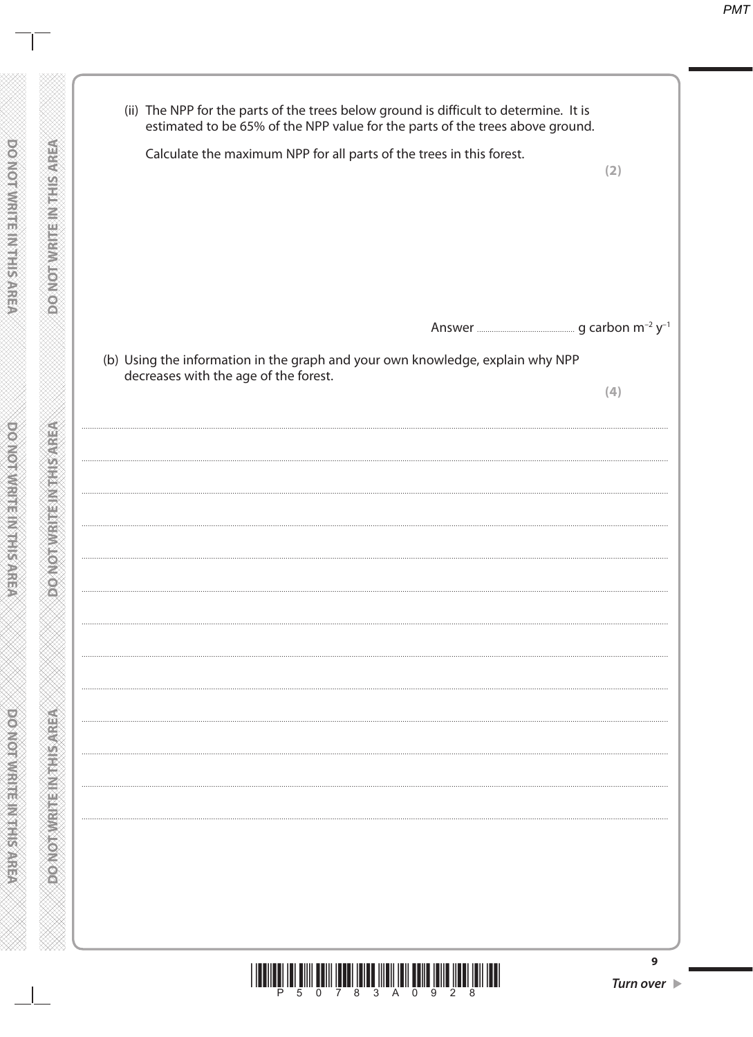(ii) The NPP for the parts of the trees below ground is difficult to determine. It is estimated to be 65% of the NPP value for the parts of the trees above ground.

Calculate the maximum NPP for all parts of the trees in this forest.

**(2)**

Answer .............................................. g carbon $m^{-2}$ $y^{-1}$

(b) Using the information in the graph and your own knowledge, explain why NPP decreases with the age of the forest.

**(4)**

..............................................................................................................................................................

..............................................................................................................................................................

..............................................................................................................................................................

..............................................................................................................................................................

..............................................................................................................................................................

..............................................................................................................................................................

..............................................................................................................................................................

..............................................................................................................................................................

..............................................................................................................................................................

..............................................................................................................................................................

..............................................................................................................................................................

..............................................................................................................................................................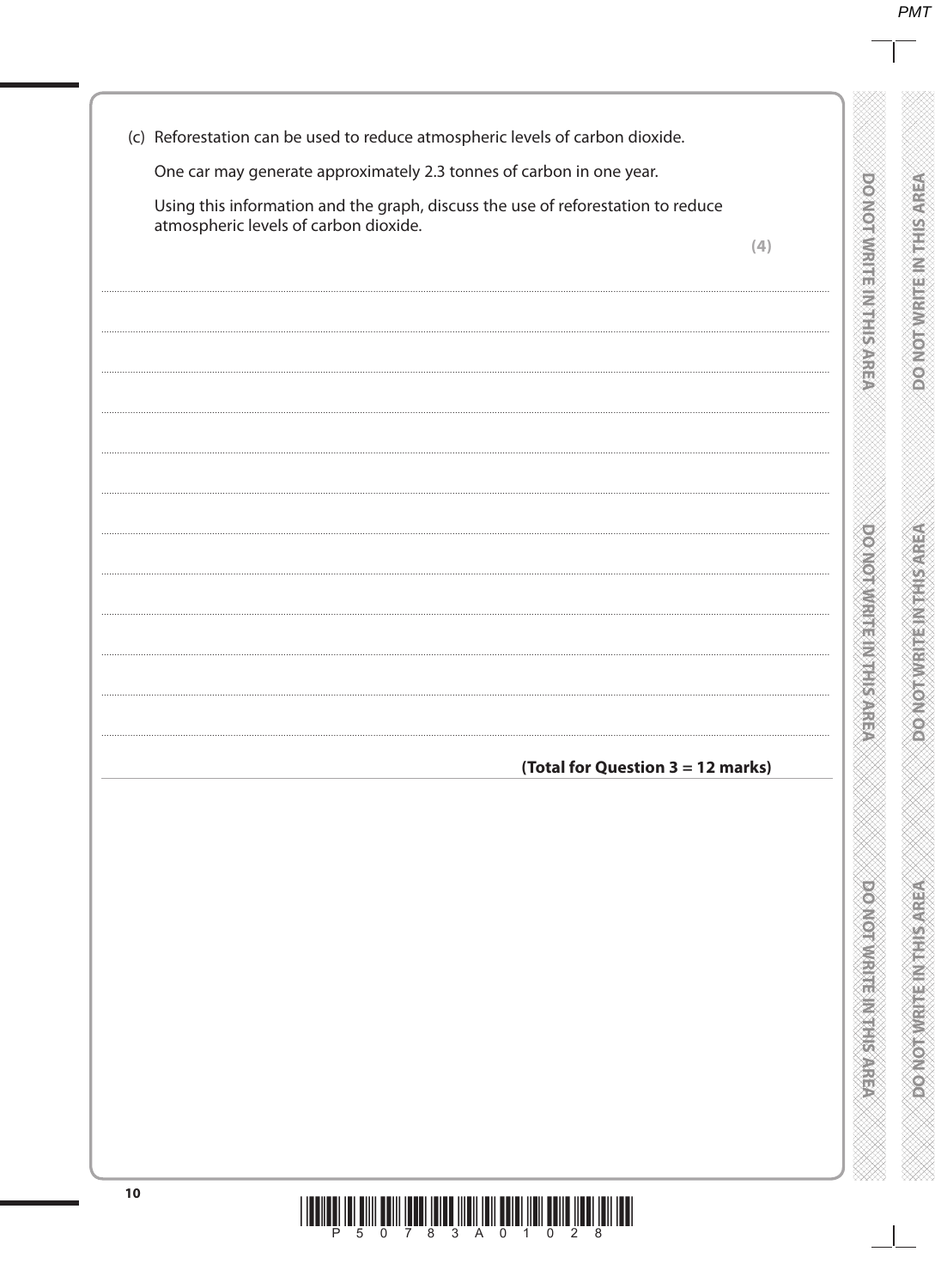(c) Reforestation can be used to reduce atmospheric levels of carbon dioxide.

One car may generate approximately 2.3 tonnes of carbon in one year.

Using this information and the graph, discuss the use of reforestation to reduce atmospheric levels of carbon dioxide.

**(4)**

..........................................................................................................................................................................................................

..........................................................................................................................................................................................................

..........................................................................................................................................................................................................

..........................................................................................................................................................................................................

..........................................................................................................................................................................................................

..........................................................................................................................................................................................................

..........................................................................................................................................................................................................

..........................................................................................................................................................................................................

..........................................................................................................................................................................................................

..........................................................................................................................................................................................................

**(Total for Question 3 = 12 marks)**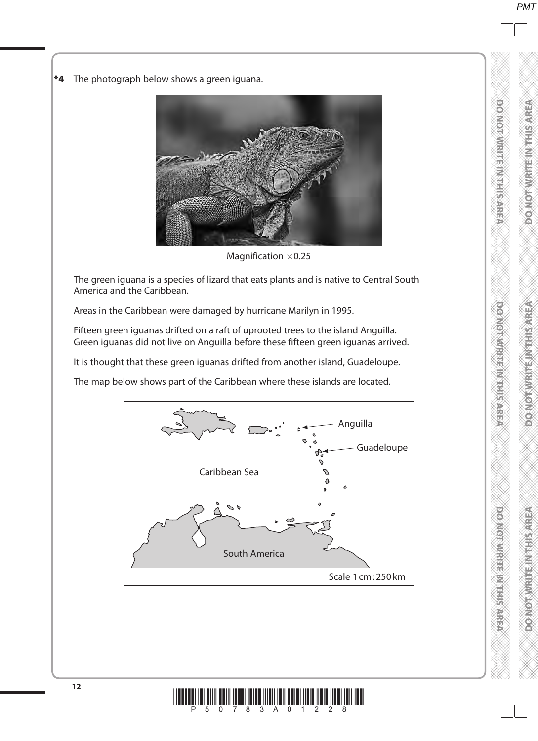**\*4** The photograph below shows a green iguana.

Magnification $\times 0.25$

The green iguana is a species of lizard that eats plants and is native to Central South America and the Caribbean.

Areas in the Caribbean were damaged by hurricane Marilyn in 1995.

Fifteen green iguanas drifted on a raft of uprooted trees to the island Anguilla. Green iguanas did not live on Anguilla before these fifteen green iguanas arrived.

It is thought that these green iguanas drifted from another island, Guadeloupe.

The map below shows part of the Caribbean where these islands are located.

Anguilla

Guadeloupe

Caribbean Sea

South America

Scale 1 cm : 250 km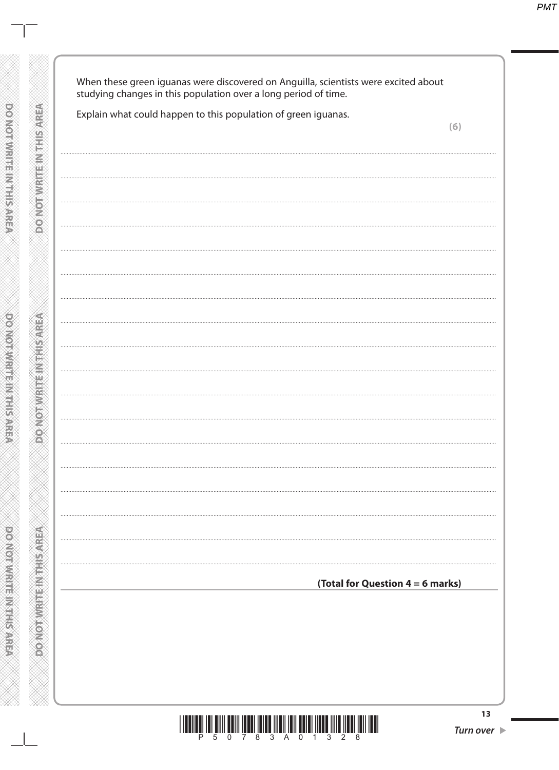When these green iguanas were discovered on Anguilla, scientists were excited about studying changes in this population over a long period of time.

Explain what could happen to this population of green iguanas.

**(6)**

**(Total for Question 4 = 6 marks)**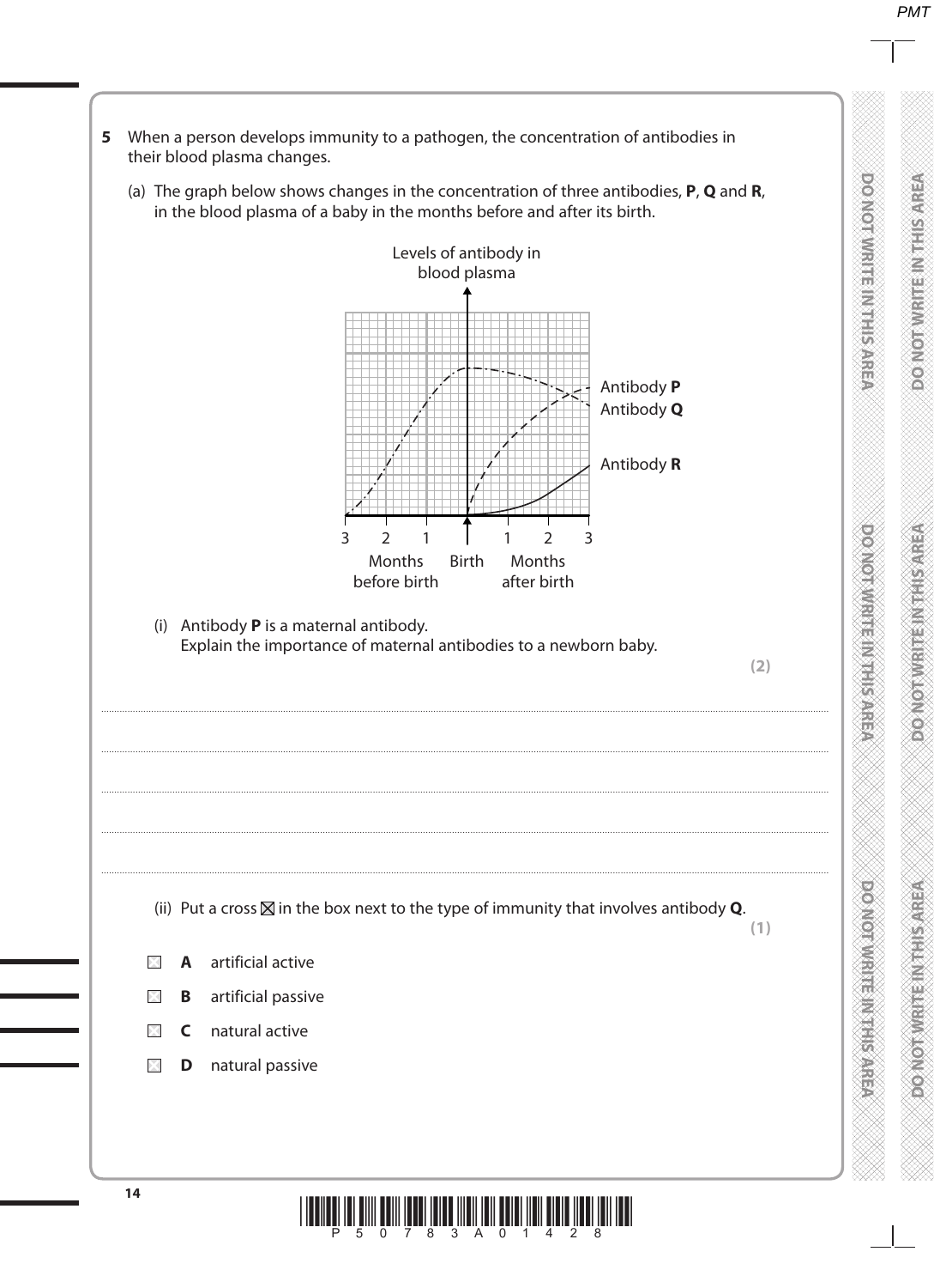**5** When a person develops immunity to a pathogen, the concentration of antibodies in their blood plasma changes.

(a) The graph below shows changes in the concentration of three antibodies, **P**, **Q** and **R**, in the blood plasma of a baby in the months before and after its birth.

Levels of antibody in blood plasma

Antibody **P**
Antibody **Q**
Antibody **R**

3 2 1 Birth 1 2 3

Months before birth — Months after birth

(i) Antibody **P** is a maternal antibody.
Explain the importance of maternal antibodies to a newborn baby.

**(2)**

.......................................................................................................................................................................................................................

.......................................................................................................................................................................................................................

.......................................................................................................................................................................................................................

.......................................................................................................................................................................................................................

(ii) Put a cross ☒ in the box next to the type of immunity that involves antibody **Q**.

**(1)**

☐ **A** artificial active

☐ **B** artificial passive

☐ **C** natural active

☐ **D** natural passive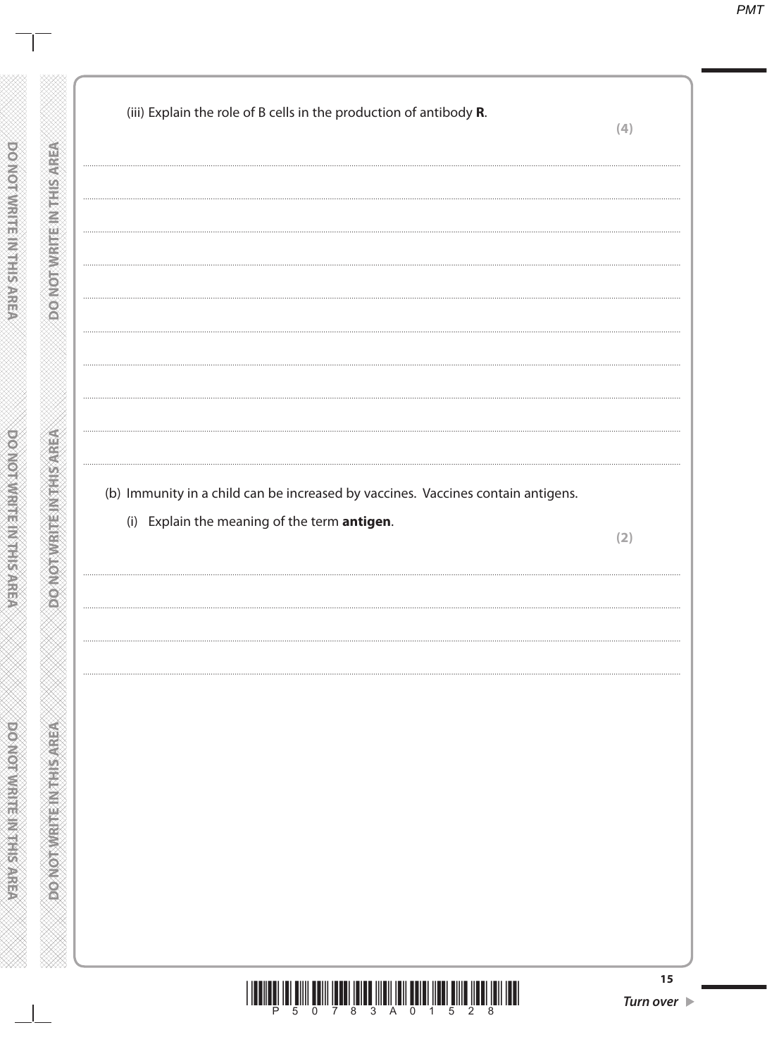(iii) Explain the role of B cells in the production of antibody **R**.

**(4)**

.......................................................................................................................................................................................

.......................................................................................................................................................................................

.......................................................................................................................................................................................

.......................................................................................................................................................................................

.......................................................................................................................................................................................

.......................................................................................................................................................................................

.......................................................................................................................................................................................

.......................................................................................................................................................................................

.......................................................................................................................................................................................

(b) Immunity in a child can be increased by vaccines. Vaccines contain antigens.

(i) Explain the meaning of the term **antigen**.

**(2)**

.......................................................................................................................................................................................

.......................................................................................................................................................................................

.......................................................................................................................................................................................

.......................................................................................................................................................................................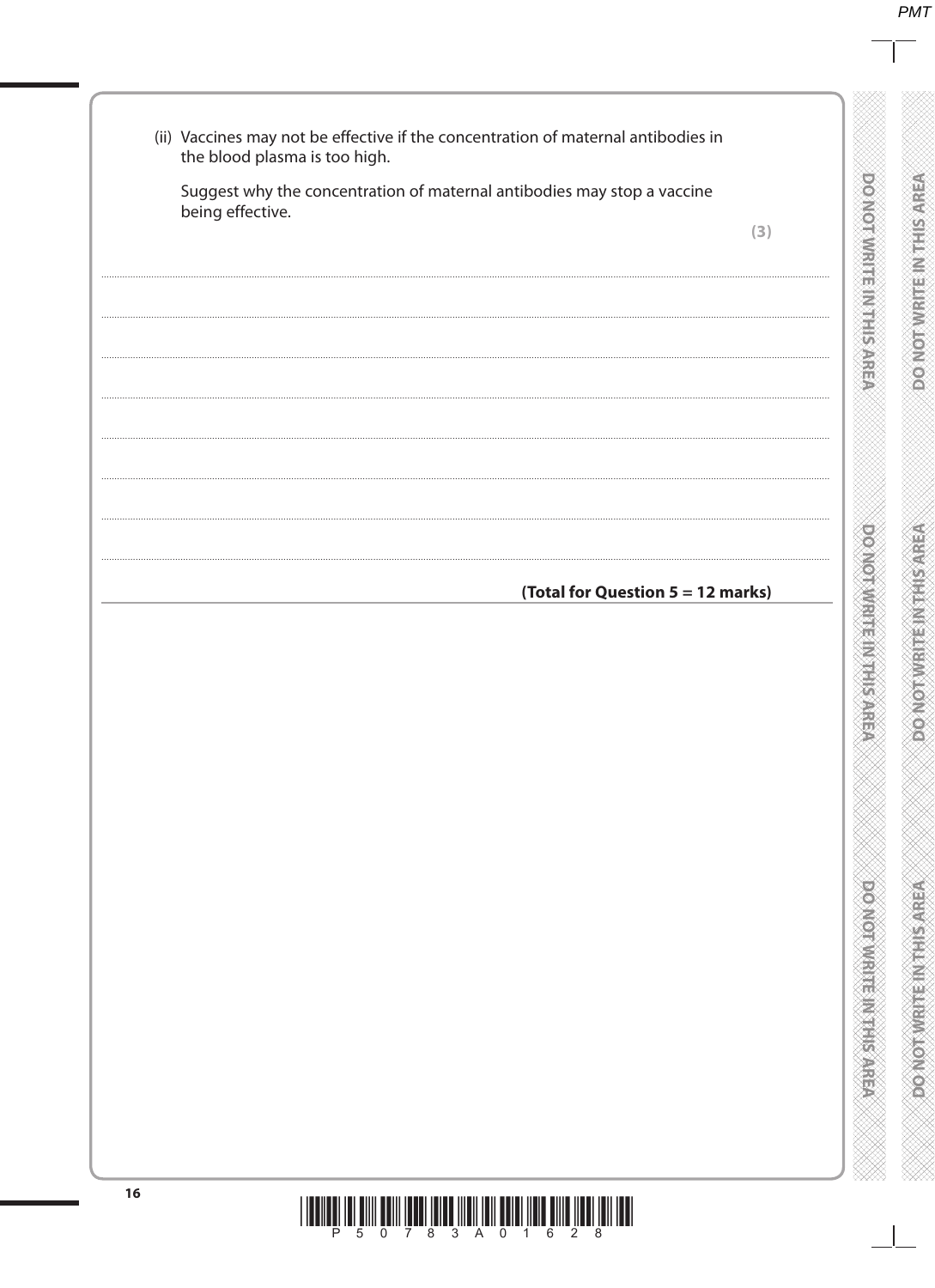(ii) Vaccines may not be effective if the concentration of maternal antibodies in the blood plasma is too high.

Suggest why the concentration of maternal antibodies may stop a vaccine being effective.

**(3)**

..................................................................................................................................................

..................................................................................................................................................

..................................................................................................................................................

..................................................................................................................................................

..................................................................................................................................................

..................................................................................................................................................

**(Total for Question 5 = 12 marks)**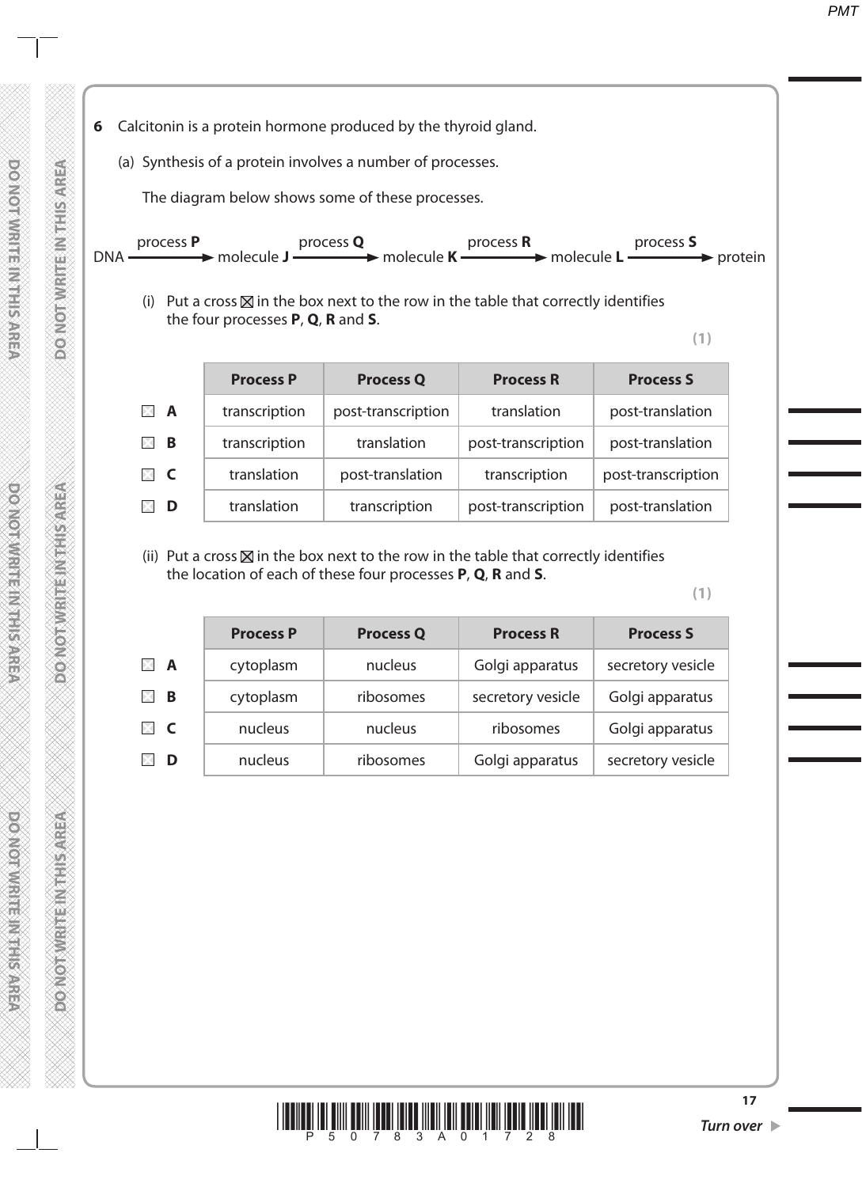**6** Calcitonin is a protein hormone produced by the thyroid gland.

(a) Synthesis of a protein involves a number of processes.

The diagram below shows some of these processes.

DNA —process **P**→ molecule **J** —process **Q**→ molecule **K** —process **R**→ molecule **L** —process **S**→ protein

(i) Put a cross ☒ in the box next to the row in the table that correctly identifies the four processes **P**, **Q**, **R** and **S**.

**(1)**

| | Process P | Process Q | Process R | Process S |
|---|---|---|---|---|
| ☐ **A** | transcription | post-transcription | translation | post-translation |
| ☐ **B** | transcription | translation | post-transcription | post-translation |
| ☐ **C** | translation | post-translation | transcription | post-transcription |
| ☐ **D** | translation | transcription | post-transcription | post-translation |

(ii) Put a cross ☒ in the box next to the row in the table that correctly identifies the location of each of these four processes **P**, **Q**, **R** and **S**.

**(1)**

| | Process P | Process Q | Process R | Process S |
|---|---|---|---|---|
| ☐ **A** | cytoplasm | nucleus | Golgi apparatus | secretory vesicle |
| ☐ **B** | cytoplasm | ribosomes | secretory vesicle | Golgi apparatus |
| ☐ **C** | nucleus | nucleus | ribosomes | Golgi apparatus |
| ☐ **D** | nucleus | ribosomes | Golgi apparatus | secretory vesicle |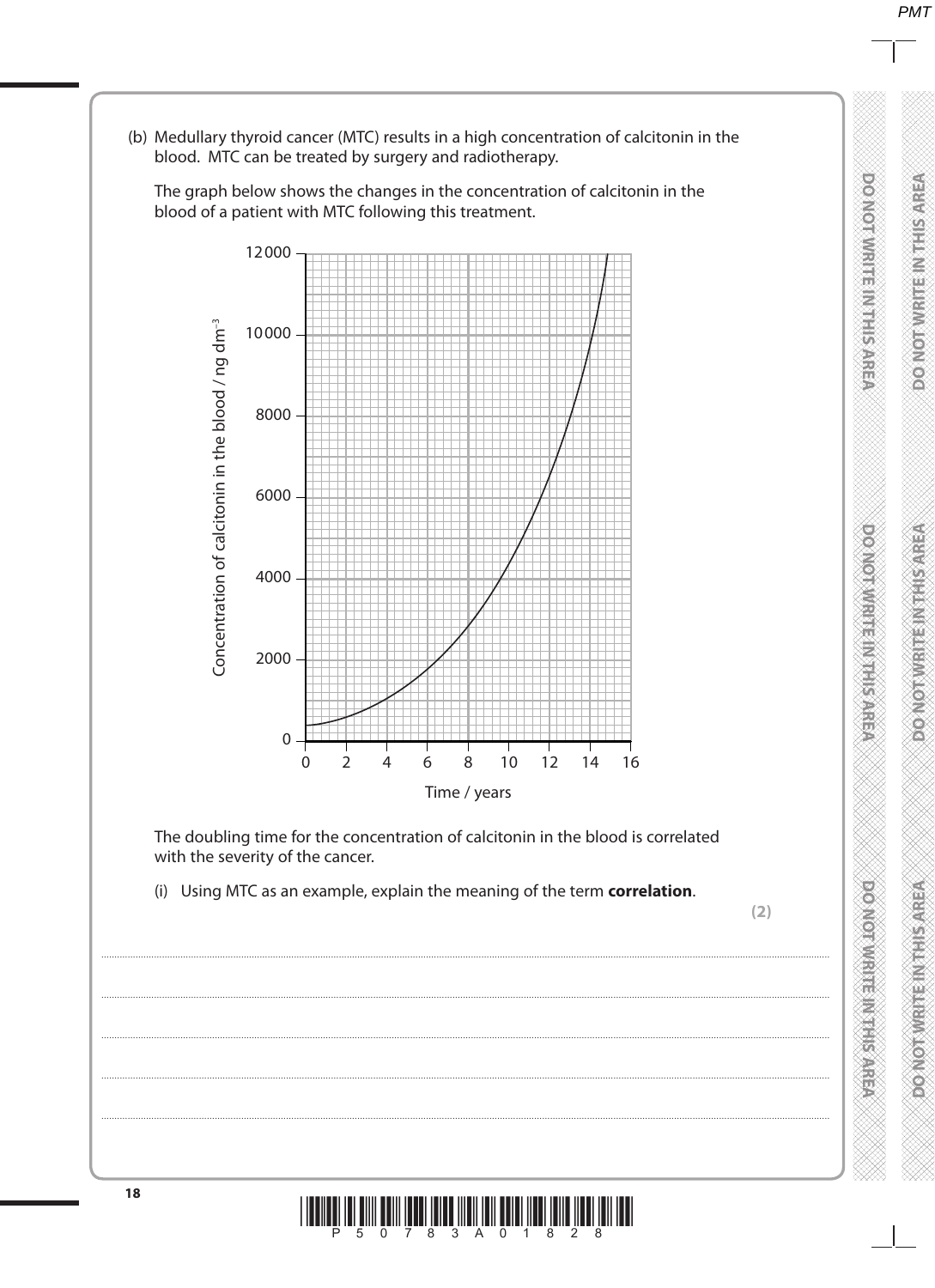(b) Medullary thyroid cancer (MTC) results in a high concentration of calcitonin in the blood. MTC can be treated by surgery and radiotherapy.

The graph below shows the changes in the concentration of calcitonin in the blood of a patient with MTC following this treatment.

The doubling time for the concentration of calcitonin in the blood is correlated with the severity of the cancer.

(i) Using MTC as an example, explain the meaning of the term **correlation**.

**(2)**

.......................................................................................................................................................................................................................

.......................................................................................................................................................................................................................

.......................................................................................................................................................................................................................

.......................................................................................................................................................................................................................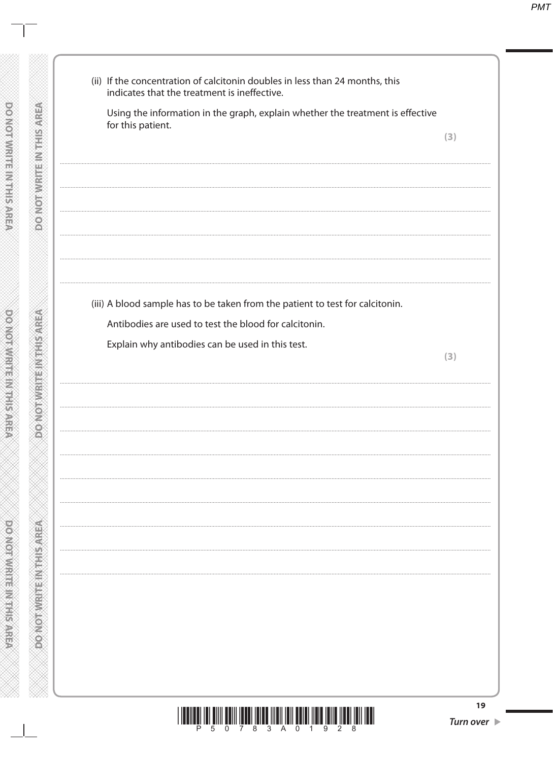(ii) If the concentration of calcitonin doubles in less than 24 months, this indicates that the treatment is ineffective.

Using the information in the graph, explain whether the treatment is effective for this patient.

**(3)**

(iii) A blood sample has to be taken from the patient to test for calcitonin.

Antibodies are used to test the blood for calcitonin.

Explain why antibodies can be used in this test.

**(3)**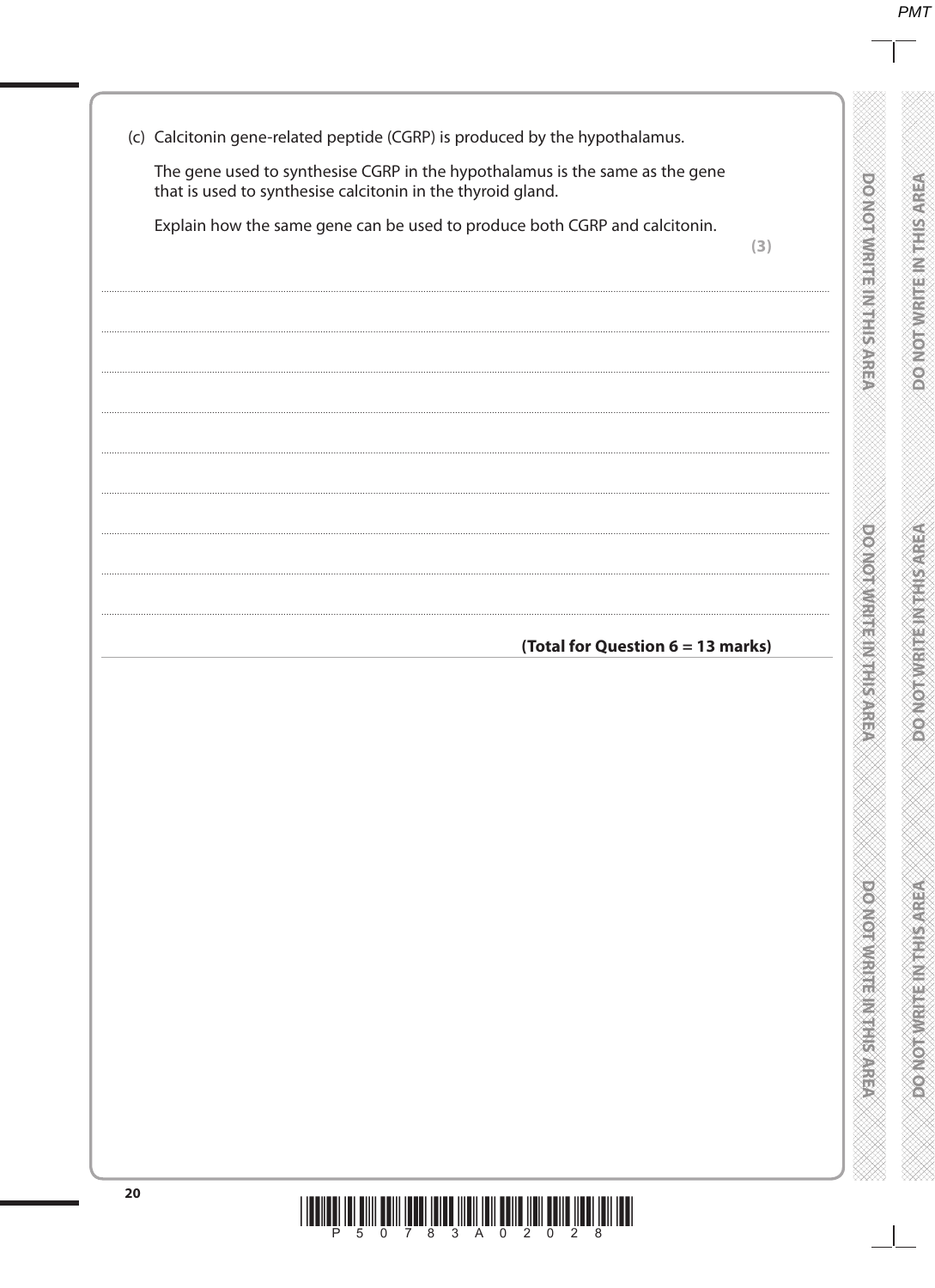(c) Calcitonin gene-related peptide (CGRP) is produced by the hypothalamus.

The gene used to synthesise CGRP in the hypothalamus is the same as the gene that is used to synthesise calcitonin in the thyroid gland.

Explain how the same gene can be used to produce both CGRP and calcitonin.

**(3)**

.......................................................................................................................................................................................................

.......................................................................................................................................................................................................

.......................................................................................................................................................................................................

.......................................................................................................................................................................................................

.......................................................................................................................................................................................................

.......................................................................................................................................................................................................

.......................................................................................................................................................................................................

.......................................................................................................................................................................................................

**(Total for Question 6 = 13 marks)**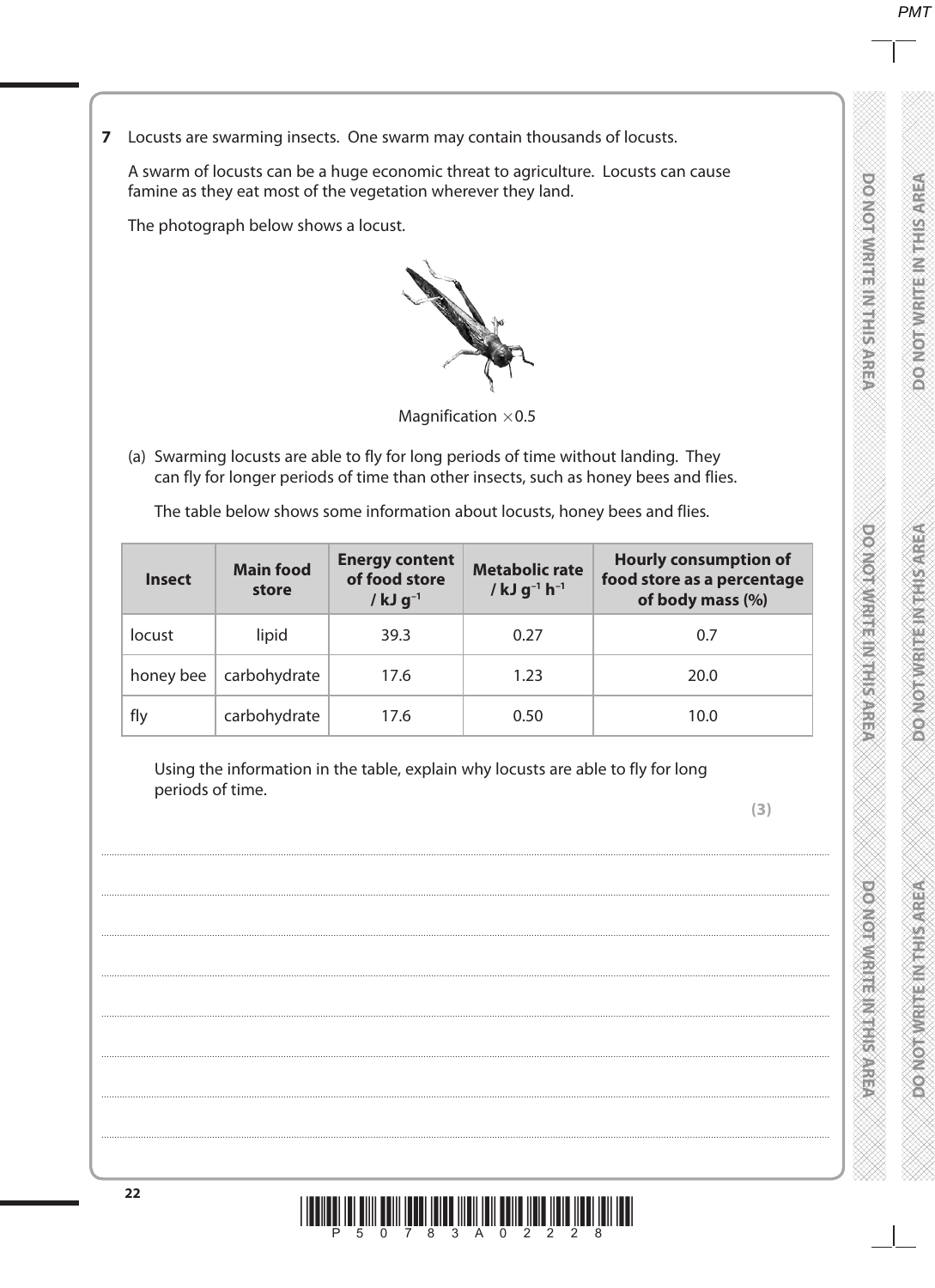**7** Locusts are swarming insects. One swarm may contain thousands of locusts.

A swarm of locusts can be a huge economic threat to agriculture. Locusts can cause famine as they eat most of the vegetation wherever they land.

The photograph below shows a locust.

Magnification ×0.5

(a) Swarming locusts are able to fly for long periods of time without landing. They can fly for longer periods of time than other insects, such as honey bees and flies.

The table below shows some information about locusts, honey bees and flies.

| Insect | Main food store | Energy content of food store / kJ $g^{-1}$ | Metabolic rate / kJ $g^{-1}$ $h^{-1}$ | Hourly consumption of food store as a percentage of body mass (%) |
|---|---|---|---|---|
| locust | lipid | 39.3 | 0.27 | 0.7 |
| honey bee | carbohydrate | 17.6 | 1.23 | 20.0 |
| fly | carbohydrate | 17.6 | 0.50 | 10.0 |

Using the information in the table, explain why locusts are able to fly for long periods of time.

**(3)**

.......................................................................................................................................................................................

.......................................................................................................................................................................................

.......................................................................................................................................................................................

.......................................................................................................................................................................................

.......................................................................................................................................................................................

.......................................................................................................................................................................................

.......................................................................................................................................................................................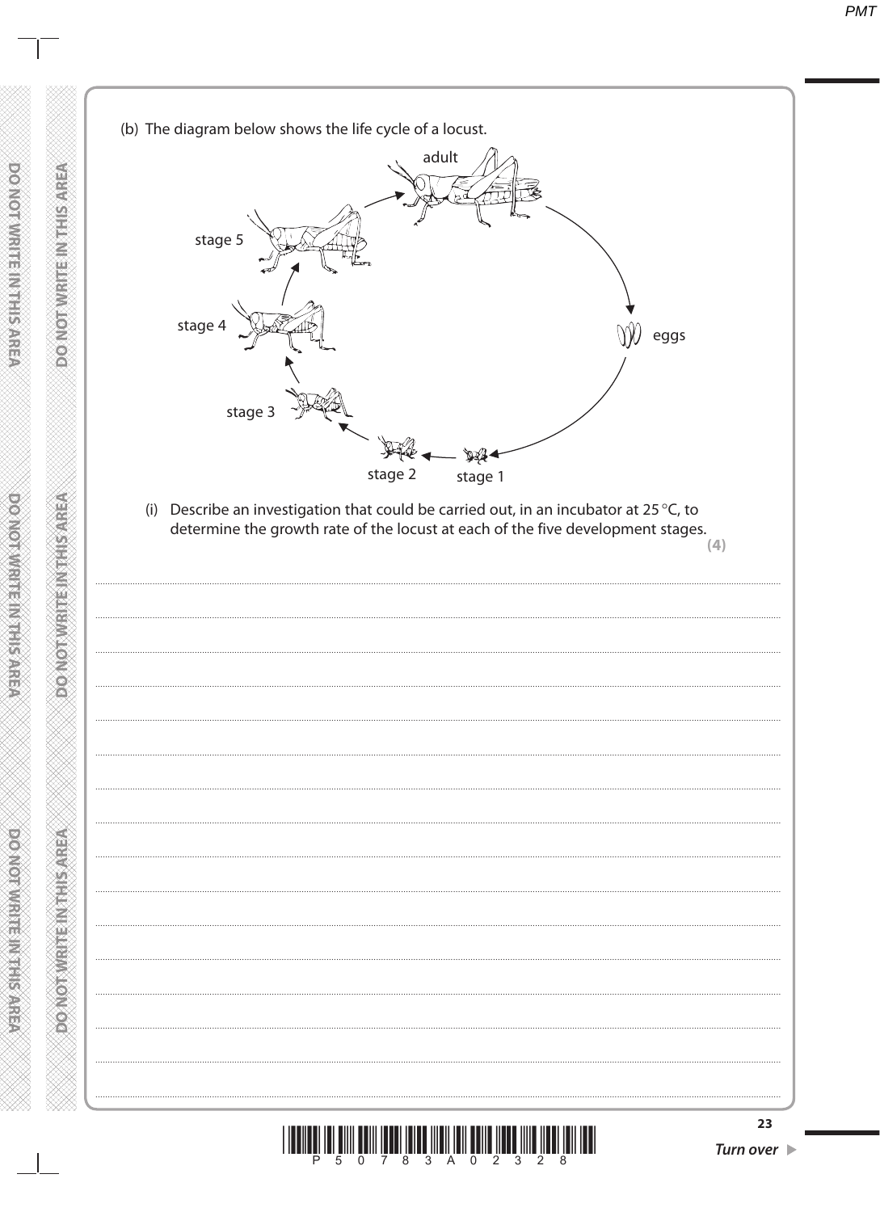(b) The diagram below shows the life cycle of a locust.

adult

eggs

stage 1

stage 2

stage 3

stage 4

stage 5

(i) Describe an investigation that could be carried out, in an incubator at 25 °C, to determine the growth rate of the locust at each of the five development stages.

**(4)**

....................................................................................................................................................................................

....................................................................................................................................................................................

....................................................................................................................................................................................

....................................................................................................................................................................................

....................................................................................................................................................................................

....................................................................................................................................................................................

....................................................................................................................................................................................

....................................................................................................................................................................................

....................................................................................................................................................................................

....................................................................................................................................................................................

....................................................................................................................................................................................

....................................................................................................................................................................................

....................................................................................................................................................................................

....................................................................................................................................................................................

....................................................................................................................................................................................

....................................................................................................................................................................................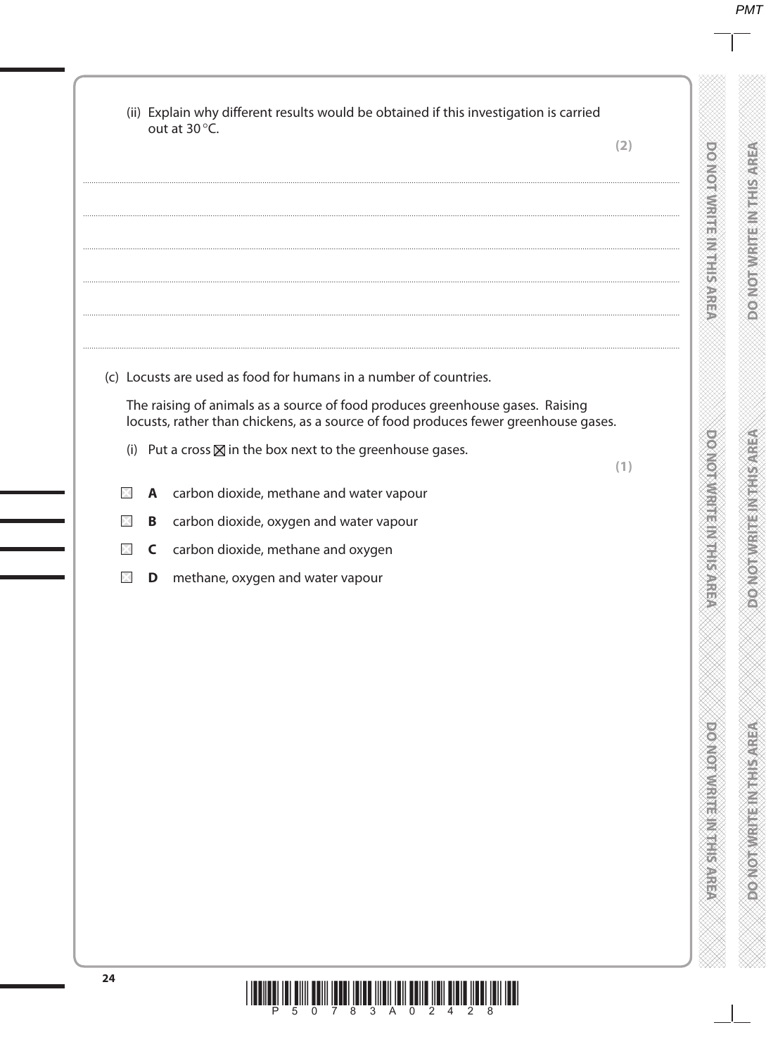(ii) Explain why different results would be obtained if this investigation is carried out at 30 °C.

**(2)**

.......................................................................................................................................................

.......................................................................................................................................................

.......................................................................................................................................................

.......................................................................................................................................................

.......................................................................................................................................................

(c) Locusts are used as food for humans in a number of countries.

The raising of animals as a source of food produces greenhouse gases. Raising locusts, rather than chickens, as a source of food produces fewer greenhouse gases.

(i) Put a cross ☒ in the box next to the greenhouse gases.

**(1)**

☐ **A** carbon dioxide, methane and water vapour

☐ **B** carbon dioxide, oxygen and water vapour

☐ **C** carbon dioxide, methane and oxygen

☐ **D** methane, oxygen and water vapour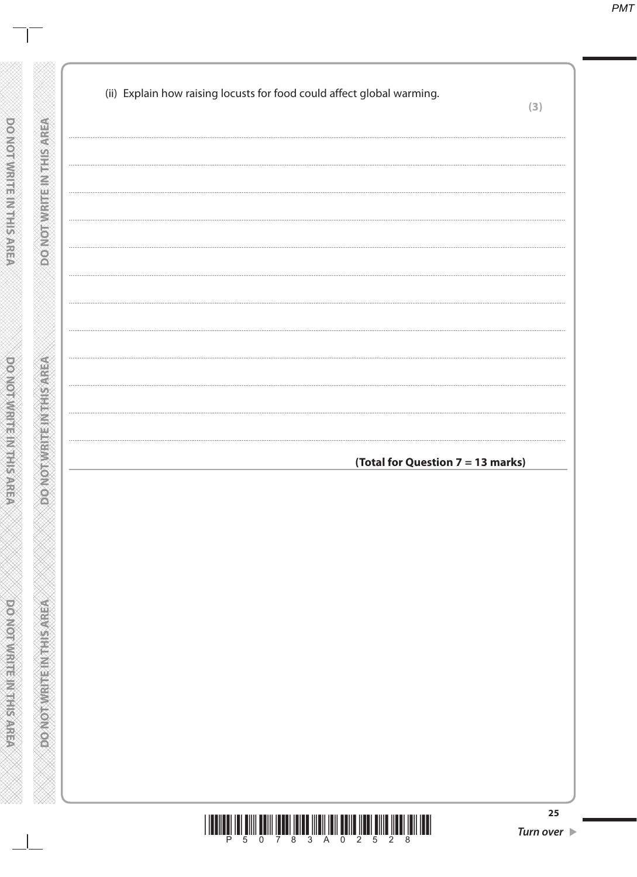(ii) Explain how raising locusts for food could affect global warming.

**(3)**

....................................................................................................................................................

....................................................................................................................................................

....................................................................................................................................................

....................................................................................................................................................

....................................................................................................................................................

....................................................................................................................................................

....................................................................................................................................................

....................................................................................................................................................

....................................................................................................................................................

....................................................................................................................................................

....................................................................................................................................................

....................................................................................................................................................

**(Total for Question 7 = 13 marks)**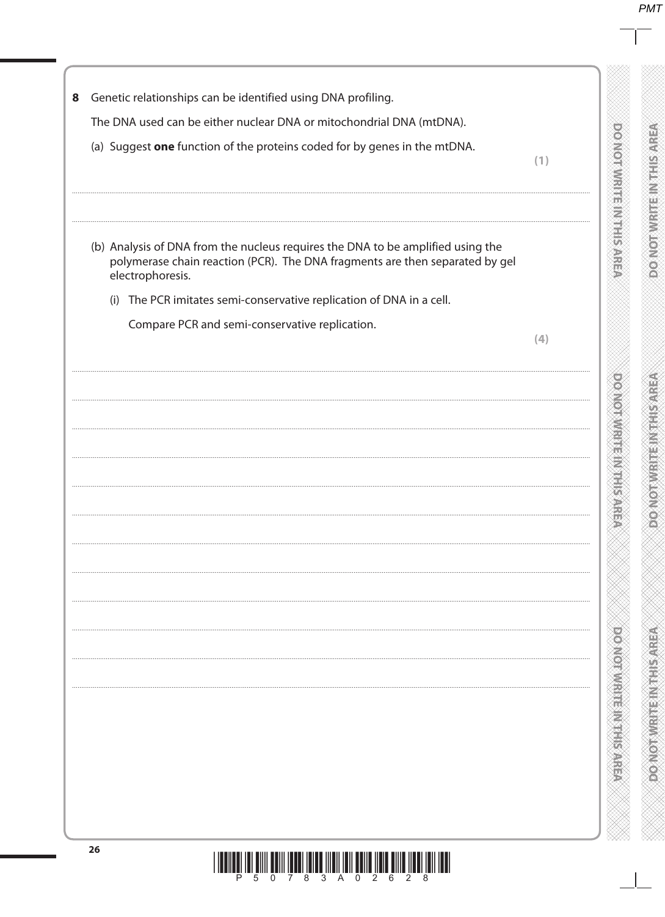**8** Genetic relationships can be identified using DNA profiling.

The DNA used can be either nuclear DNA or mitochondrial DNA (mtDNA).

(a) Suggest **one** function of the proteins coded for by genes in the mtDNA.

**(1)**

..............................................................................................................................................

..............................................................................................................................................

(b) Analysis of DNA from the nucleus requires the DNA to be amplified using the polymerase chain reaction (PCR). The DNA fragments are then separated by gel electrophoresis.

(i) The PCR imitates semi-conservative replication of DNA in a cell.

Compare PCR and semi-conservative replication.

**(4)**

..............................................................................................................................................

..............................................................................................................................................

..............................................................................................................................................

..............................................................................................................................................

..............................................................................................................................................

..............................................................................................................................................

..............................................................................................................................................

..............................................................................................................................................

..............................................................................................................................................

..............................................................................................................................................

..............................................................................................................................................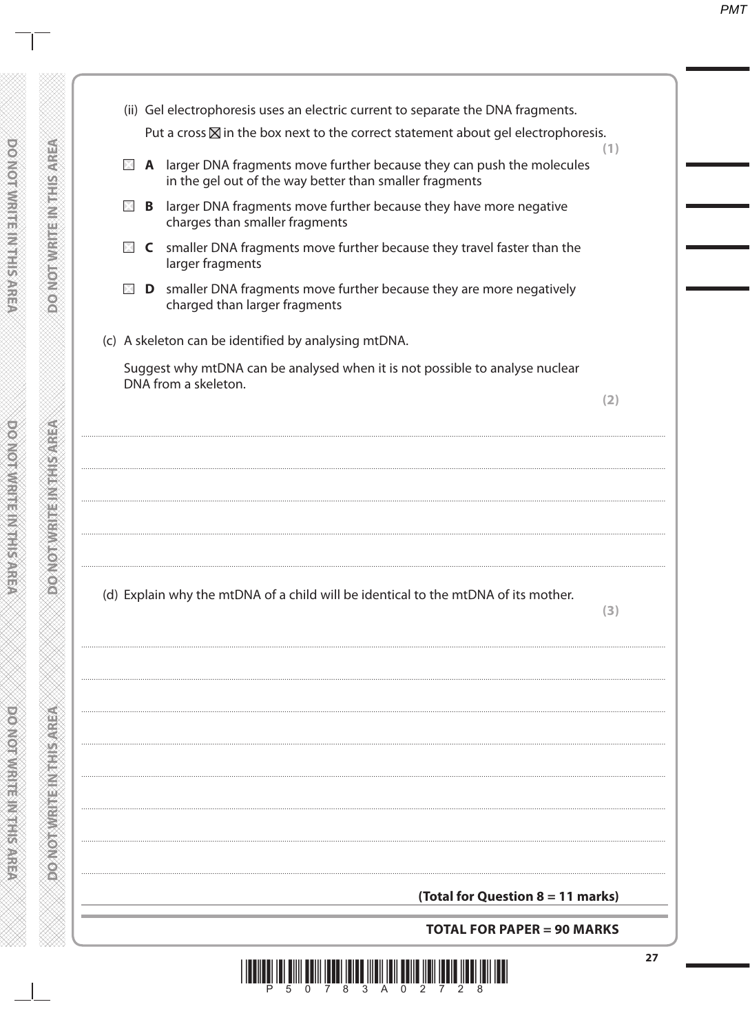(ii) Gel electrophoresis uses an electric current to separate the DNA fragments.

Put a cross ☒ in the box next to the correct statement about gel electrophoresis.

**(1)**

- ☐ **A** larger DNA fragments move further because they can push the molecules in the gel out of the way better than smaller fragments
- ☐ **B** larger DNA fragments move further because they have more negative charges than smaller fragments
- ☐ **C** smaller DNA fragments move further because they travel faster than the larger fragments
- ☐ **D** smaller DNA fragments move further because they are more negatively charged than larger fragments

(c) A skeleton can be identified by analysing mtDNA.

Suggest why mtDNA can be analysed when it is not possible to analyse nuclear DNA from a skeleton.

**(2)**

.......................................................................................................................................................................................

.......................................................................................................................................................................................

.......................................................................................................................................................................................

.......................................................................................................................................................................................

(d) Explain why the mtDNA of a child will be identical to the mtDNA of its mother.

**(3)**

.......................................................................................................................................................................................

.......................................................................................................................................................................................

.......................................................................................................................................................................................

.......................................................................................................................................................................................

.......................................................................................................................................................................................

.......................................................................................................................................................................................

.......................................................................................................................................................................................

.......................................................................................................................................................................................

**(Total for Question 8 = 11 marks)**

**TOTAL FOR PAPER = 90 MARKS**